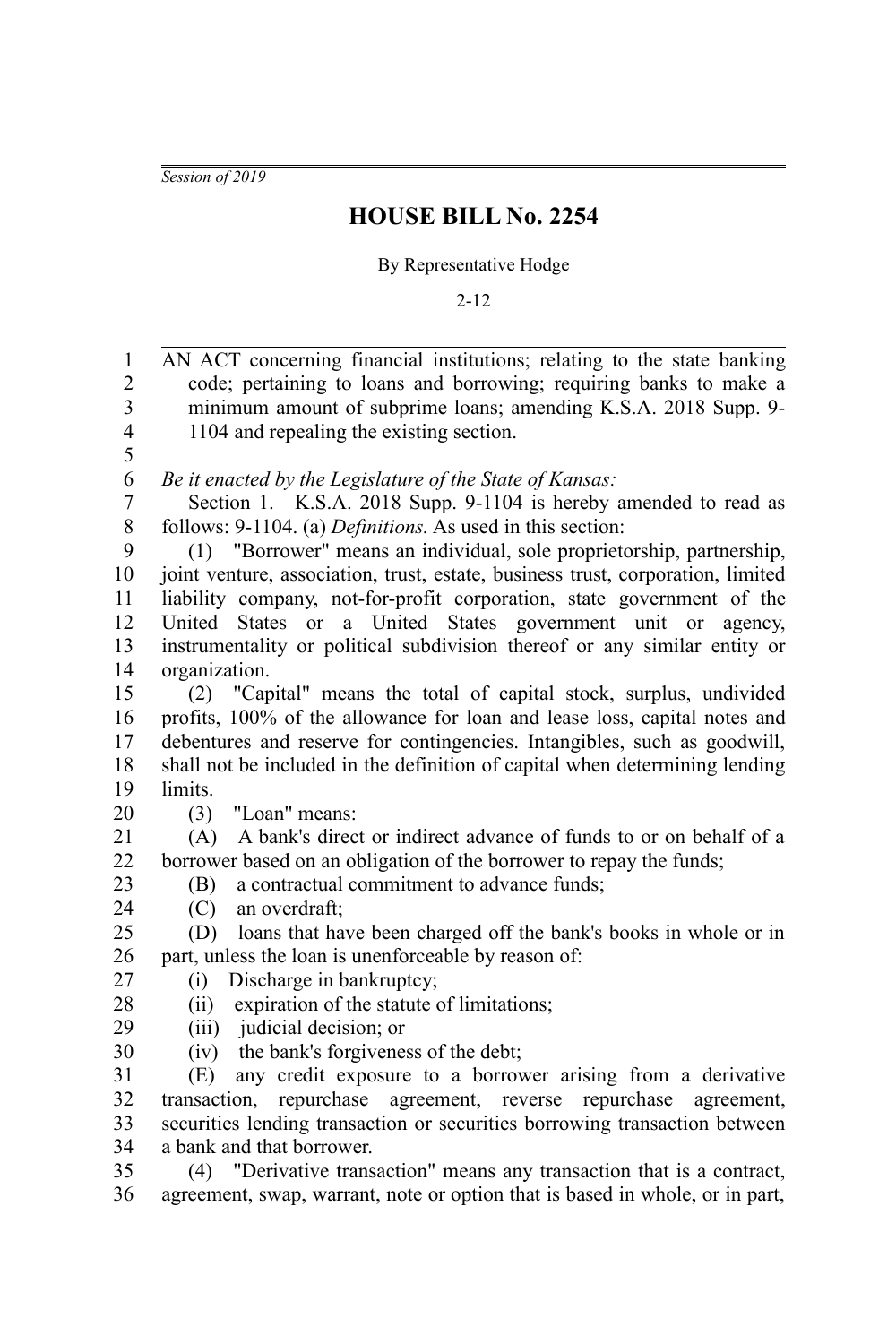*Session of 2019*

# HOUSE BILL No. 2254

By Representative Hodge

2-12

AN ACT concerning financial institutions; relating to the state banking code; pertaining to loans and borrowing; requiring banks to make a minimum amount of subprime loans; amending K.S.A. 2018 Supp. 9-1104 and repealing the existing section.

*Be it enacted by the Legislature of the State of Kansas:*

Section 1. K.S.A. 2018 Supp. 9-1104 is hereby amended to read as follows: 9-1104. (a) *Definitions.* As used in this section:

(1) "Borrower" means an individual, sole proprietorship, partnership, joint venture, association, trust, estate, business trust, corporation, limited liability company, not-for-profit corporation, state government of the United States or a United States government unit or agency, instrumentality or political subdivision thereof or any similar entity or organization.

(2) "Capital" means the total of capital stock, surplus, undivided profits, 100% of the allowance for loan and lease loss, capital notes and debentures and reserve for contingencies. Intangibles, such as goodwill, shall not be included in the definition of capital when determining lending limits.

(3) "Loan" means:

(A) A bank's direct or indirect advance of funds to or on behalf of a borrower based on an obligation of the borrower to repay the funds;

(B) a contractual commitment to advance funds;

(C) an overdraft;

(D) loans that have been charged off the bank's books in whole or in part, unless the loan is unenforceable by reason of:

(i) Discharge in bankruptcy;

(ii) expiration of the statute of limitations;

(iii) judicial decision; or

(iv) the bank's forgiveness of the debt;

(E) any credit exposure to a borrower arising from a derivative transaction, repurchase agreement, reverse repurchase agreement, securities lending transaction or securities borrowing transaction between a bank and that borrower.

(4) "Derivative transaction" means any transaction that is a contract, agreement, swap, warrant, note or option that is based in whole, or in part,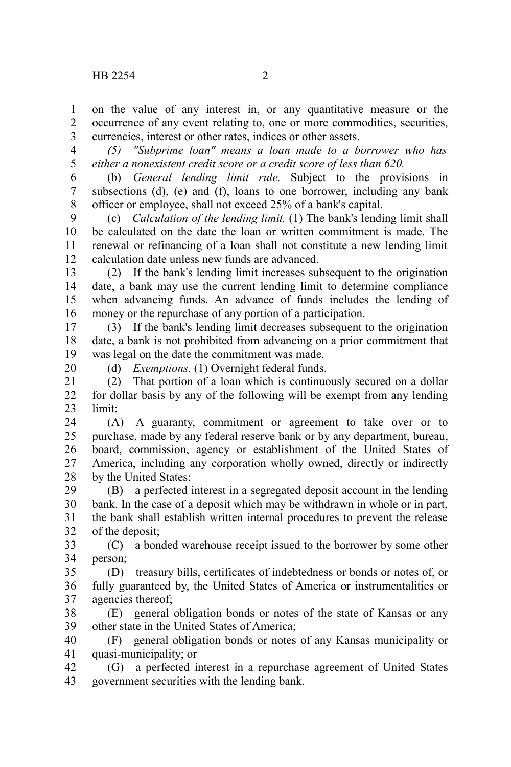on the value of any interest in, or any quantitative measure or the occurrence of any event relating to, one or more commodities, securities, currencies, interest or other rates, indices or other assets.

*(5) "Subprime loan" means a loan made to a borrower who has either a nonexistent credit score or a credit score of less than 620.*

(b) *General lending limit rule.* Subject to the provisions in subsections (d), (e) and (f), loans to one borrower, including any bank officer or employee, shall not exceed 25% of a bank's capital.

(c) *Calculation of the lending limit.* (1) The bank's lending limit shall be calculated on the date the loan or written commitment is made. The renewal or refinancing of a loan shall not constitute a new lending limit calculation date unless new funds are advanced.

(2) If the bank's lending limit increases subsequent to the origination date, a bank may use the current lending limit to determine compliance when advancing funds. An advance of funds includes the lending of money or the repurchase of any portion of a participation.

(3) If the bank's lending limit decreases subsequent to the origination date, a bank is not prohibited from advancing on a prior commitment that was legal on the date the commitment was made.

(d) *Exemptions.* (1) Overnight federal funds.

(2) That portion of a loan which is continuously secured on a dollar for dollar basis by any of the following will be exempt from any lending limit:

(A) A guaranty, commitment or agreement to take over or to purchase, made by any federal reserve bank or by any department, bureau, board, commission, agency or establishment of the United States of America, including any corporation wholly owned, directly or indirectly by the United States;

(B) a perfected interest in a segregated deposit account in the lending bank. In the case of a deposit which may be withdrawn in whole or in part, the bank shall establish written internal procedures to prevent the release of the deposit;

(C) a bonded warehouse receipt issued to the borrower by some other person;

(D) treasury bills, certificates of indebtedness or bonds or notes of, or fully guaranteed by, the United States of America or instrumentalities or agencies thereof;

(E) general obligation bonds or notes of the state of Kansas or any other state in the United States of America;

(F) general obligation bonds or notes of any Kansas municipality or quasi-municipality; or

(G) a perfected interest in a repurchase agreement of United States government securities with the lending bank.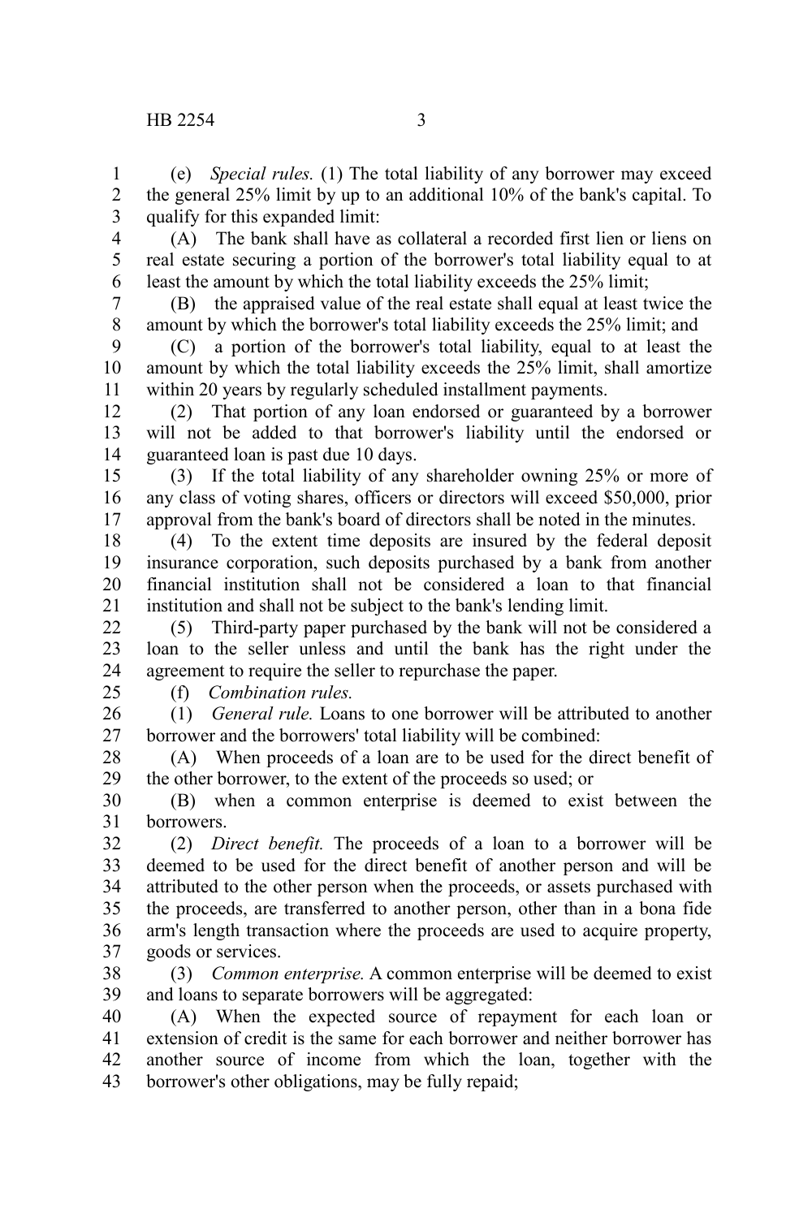(e) *Special rules.* (1) The total liability of any borrower may exceed the general 25% limit by up to an additional 10% of the bank's capital. To qualify for this expanded limit:

(A) The bank shall have as collateral a recorded first lien or liens on real estate securing a portion of the borrower's total liability equal to at least the amount by which the total liability exceeds the 25% limit;

(B) the appraised value of the real estate shall equal at least twice the amount by which the borrower's total liability exceeds the 25% limit; and

(C) a portion of the borrower's total liability, equal to at least the amount by which the total liability exceeds the 25% limit, shall amortize within 20 years by regularly scheduled installment payments.

(2) That portion of any loan endorsed or guaranteed by a borrower will not be added to that borrower's liability until the endorsed or guaranteed loan is past due 10 days.

(3) If the total liability of any shareholder owning 25% or more of any class of voting shares, officers or directors will exceed $50,000, prior approval from the bank's board of directors shall be noted in the minutes.

(4) To the extent time deposits are insured by the federal deposit insurance corporation, such deposits purchased by a bank from another financial institution shall not be considered a loan to that financial institution and shall not be subject to the bank's lending limit.

(5) Third-party paper purchased by the bank will not be considered a loan to the seller unless and until the bank has the right under the agreement to require the seller to repurchase the paper.

(f) *Combination rules.*

(1) *General rule.* Loans to one borrower will be attributed to another borrower and the borrowers' total liability will be combined:

(A) When proceeds of a loan are to be used for the direct benefit of the other borrower, to the extent of the proceeds so used; or

(B) when a common enterprise is deemed to exist between the borrowers.

(2) *Direct benefit.* The proceeds of a loan to a borrower will be deemed to be used for the direct benefit of another person and will be attributed to the other person when the proceeds, or assets purchased with the proceeds, are transferred to another person, other than in a bona fide arm's length transaction where the proceeds are used to acquire property, goods or services.

(3) *Common enterprise.* A common enterprise will be deemed to exist and loans to separate borrowers will be aggregated:

(A) When the expected source of repayment for each loan or extension of credit is the same for each borrower and neither borrower has another source of income from which the loan, together with the borrower's other obligations, may be fully repaid;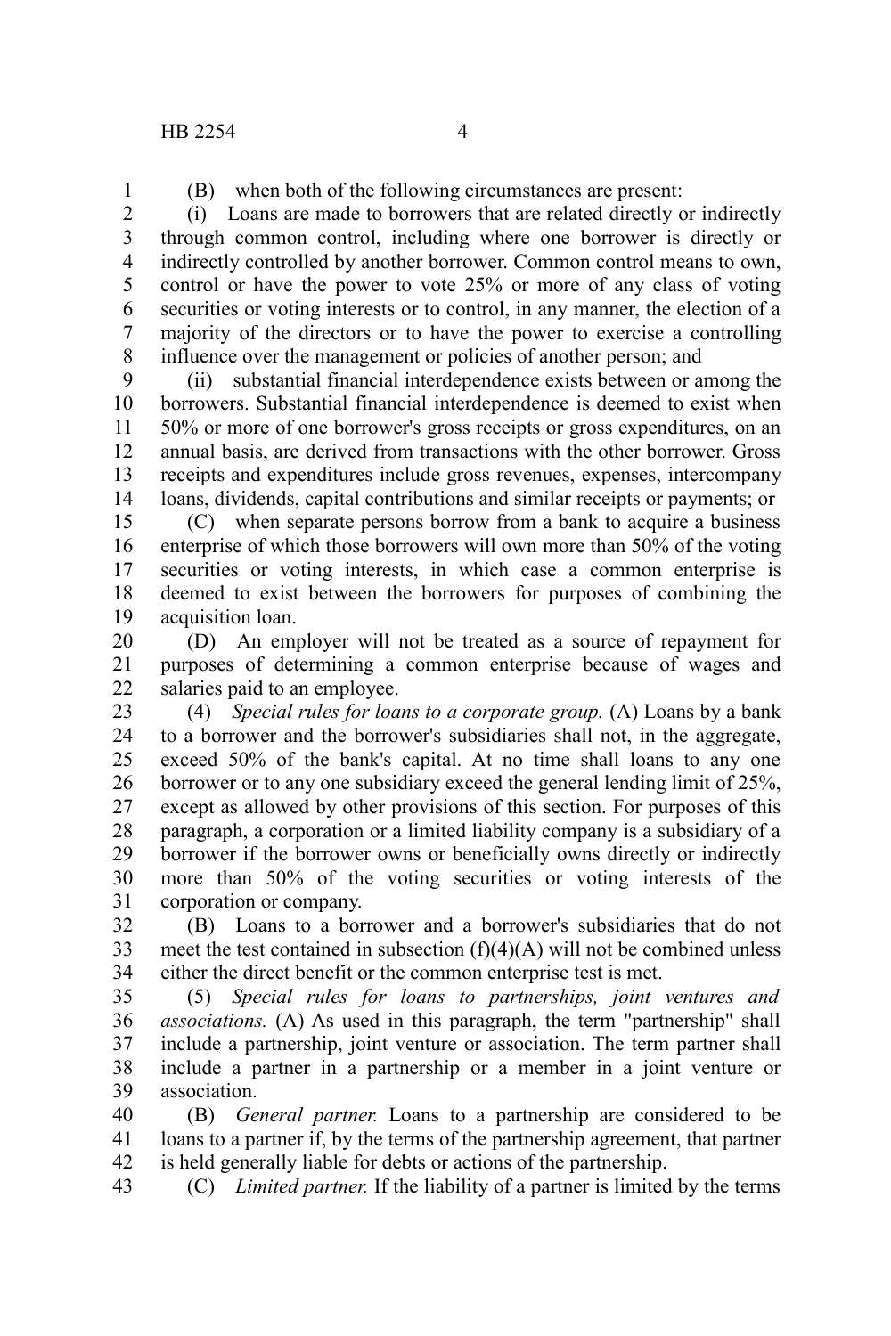(B) when both of the following circumstances are present:

(i) Loans are made to borrowers that are related directly or indirectly through common control, including where one borrower is directly or indirectly controlled by another borrower. Common control means to own, control or have the power to vote 25% or more of any class of voting securities or voting interests or to control, in any manner, the election of a majority of the directors or to have the power to exercise a controlling influence over the management or policies of another person; and

(ii) substantial financial interdependence exists between or among the borrowers. Substantial financial interdependence is deemed to exist when 50% or more of one borrower's gross receipts or gross expenditures, on an annual basis, are derived from transactions with the other borrower. Gross receipts and expenditures include gross revenues, expenses, intercompany loans, dividends, capital contributions and similar receipts or payments; or

(C) when separate persons borrow from a bank to acquire a business enterprise of which those borrowers will own more than 50% of the voting securities or voting interests, in which case a common enterprise is deemed to exist between the borrowers for purposes of combining the acquisition loan.

(D) An employer will not be treated as a source of repayment for purposes of determining a common enterprise because of wages and salaries paid to an employee.

(4) *Special rules for loans to a corporate group.* (A) Loans by a bank to a borrower and the borrower's subsidiaries shall not, in the aggregate, exceed 50% of the bank's capital. At no time shall loans to any one borrower or to any one subsidiary exceed the general lending limit of 25%, except as allowed by other provisions of this section. For purposes of this paragraph, a corporation or a limited liability company is a subsidiary of a borrower if the borrower owns or beneficially owns directly or indirectly more than 50% of the voting securities or voting interests of the corporation or company.

(B) Loans to a borrower and a borrower's subsidiaries that do not meet the test contained in subsection (f)(4)(A) will not be combined unless either the direct benefit or the common enterprise test is met.

(5) *Special rules for loans to partnerships, joint ventures and associations.* (A) As used in this paragraph, the term "partnership" shall include a partnership, joint venture or association. The term partner shall include a partner in a partnership or a member in a joint venture or association.

(B) *General partner.* Loans to a partnership are considered to be loans to a partner if, by the terms of the partnership agreement, that partner is held generally liable for debts or actions of the partnership.

(C) *Limited partner.* If the liability of a partner is limited by the terms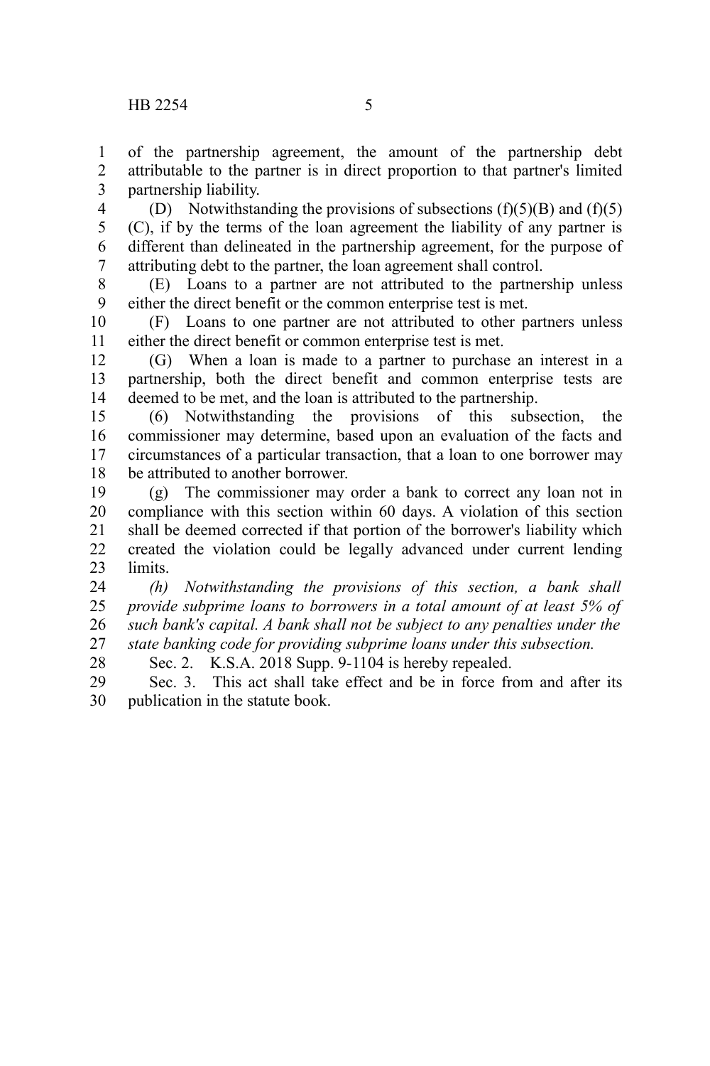of the partnership agreement, the amount of the partnership debt attributable to the partner is in direct proportion to that partner's limited partnership liability.

(D) Notwithstanding the provisions of subsections (f)(5)(B) and (f)(5)(C), if by the terms of the loan agreement the liability of any partner is different than delineated in the partnership agreement, for the purpose of attributing debt to the partner, the loan agreement shall control.

(E) Loans to a partner are not attributed to the partnership unless either the direct benefit or the common enterprise test is met.

(F) Loans to one partner are not attributed to other partners unless either the direct benefit or common enterprise test is met.

(G) When a loan is made to a partner to purchase an interest in a partnership, both the direct benefit and common enterprise tests are deemed to be met, and the loan is attributed to the partnership.

(6) Notwithstanding the provisions of this subsection, the commissioner may determine, based upon an evaluation of the facts and circumstances of a particular transaction, that a loan to one borrower may be attributed to another borrower.

(g) The commissioner may order a bank to correct any loan not in compliance with this section within 60 days. A violation of this section shall be deemed corrected if that portion of the borrower's liability which created the violation could be legally advanced under current lending limits.

*(h) Notwithstanding the provisions of this section, a bank shall provide subprime loans to borrowers in a total amount of at least 5% of such bank's capital. A bank shall not be subject to any penalties under the state banking code for providing subprime loans under this subsection.*

Sec. 2. K.S.A. 2018 Supp. 9-1104 is hereby repealed.

Sec. 3. This act shall take effect and be in force from and after its publication in the statute book.